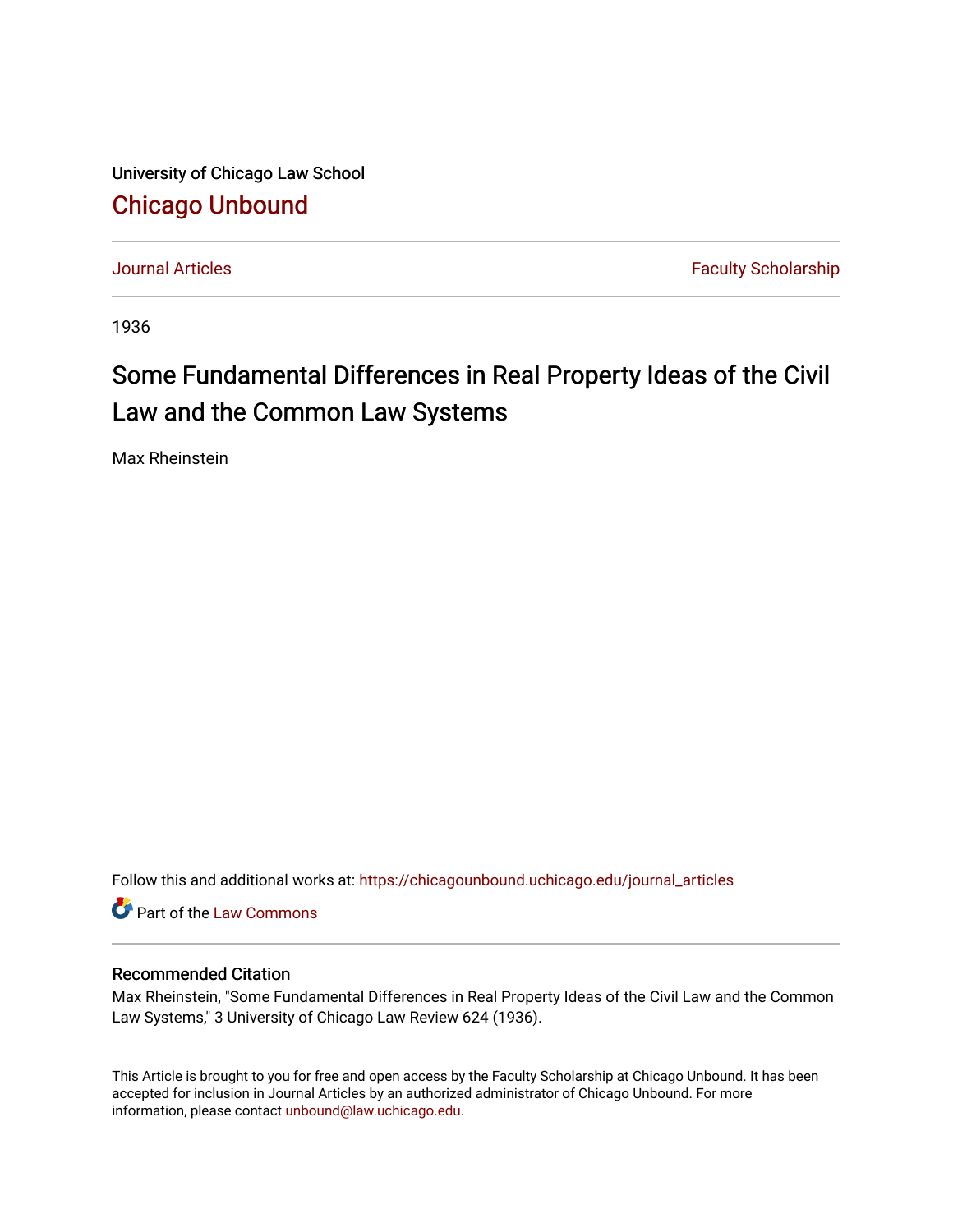University of Chicago Law School

# Chicago Unbound

Journal Articles | Faculty Scholarship

1936

# Some Fundamental Differences in Real Property Ideas of the Civil Law and the Common Law Systems

Max Rheinstein

Follow this and additional works at: https://chicagounbound.uchicago.edu/journal_articles

Part of the Law Commons

## Recommended Citation

Max Rheinstein, "Some Fundamental Differences in Real Property Ideas of the Civil Law and the Common Law Systems," 3 University of Chicago Law Review 624 (1936).

This Article is brought to you for free and open access by the Faculty Scholarship at Chicago Unbound. It has been accepted for inclusion in Journal Articles by an authorized administrator of Chicago Unbound. For more information, please contact unbound@law.uchicago.edu.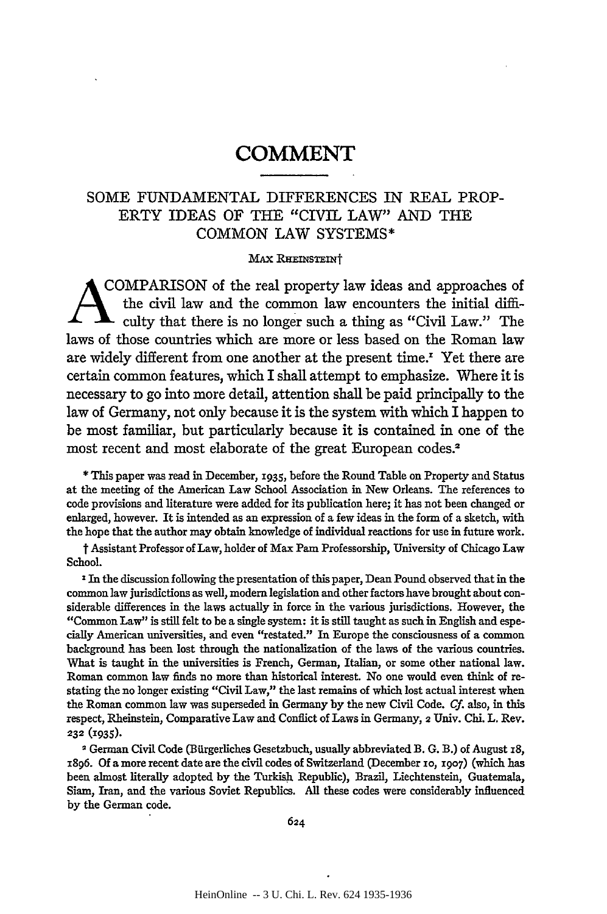# COMMENT

## SOME FUNDAMENTAL DIFFERENCES IN REAL PROPERTY IDEAS OF THE "CIVIL LAW" AND THE COMMON LAW SYSTEMS*

MAX RHEINSTEIN†

A COMPARISON of the real property law ideas and approaches of the civil law and the common law encounters the initial difficulty that there is no longer such a thing as "Civil Law." The laws of those countries which are more or less based on the Roman law are widely different from one another at the present time.[1] Yet there are certain common features, which I shall attempt to emphasize. Where it is necessary to go into more detail, attention shall be paid principally to the law of Germany, not only because it is the system with which I happen to be most familiar, but particularly because it is contained in one of the most recent and most elaborate of the great European codes.[2]

* This paper was read in December, 1935, before the Round Table on Property and Status at the meeting of the American Law School Association in New Orleans. The references to code provisions and literature were added for its publication here; it has not been changed or enlarged, however. It is intended as an expression of a few ideas in the form of a sketch, with the hope that the author may obtain knowledge of individual reactions for use in future work.

† Assistant Professor of Law, holder of Max Pam Professorship, University of Chicago Law School.

[1] In the discussion following the presentation of this paper, Dean Pound observed that in the common law jurisdictions as well, modern legislation and other factors have brought about considerable differences in the laws actually in force in the various jurisdictions. However, the "Common Law" is still felt to be a single system: it is still taught as such in English and especially American universities, and even "restated." In Europe the consciousness of a common background has been lost through the nationalization of the laws of the various countries. What is taught in the universities is French, German, Italian, or some other national law. Roman common law finds no more than historical interest. No one would even think of restating the no longer existing "Civil Law," the last remains of which lost actual interest when the Roman common law was superseded in Germany by the new Civil Code. *Cf.* also, in this respect, Rheinstein, Comparative Law and Conflict of Laws in Germany, 2 Univ. Chi. L. Rev. 232 (1935).

[2] German Civil Code (Bürgerliches Gesetzbuch, usually abbreviated B. G. B.) of August 18, 1896. Of a more recent date are the civil codes of Switzerland (December 10, 1907) (which has been almost literally adopted by the Turkish Republic), Brazil, Liechtenstein, Guatemala, Siam, Iran, and the various Soviet Republics. All these codes were considerably influenced by the German code.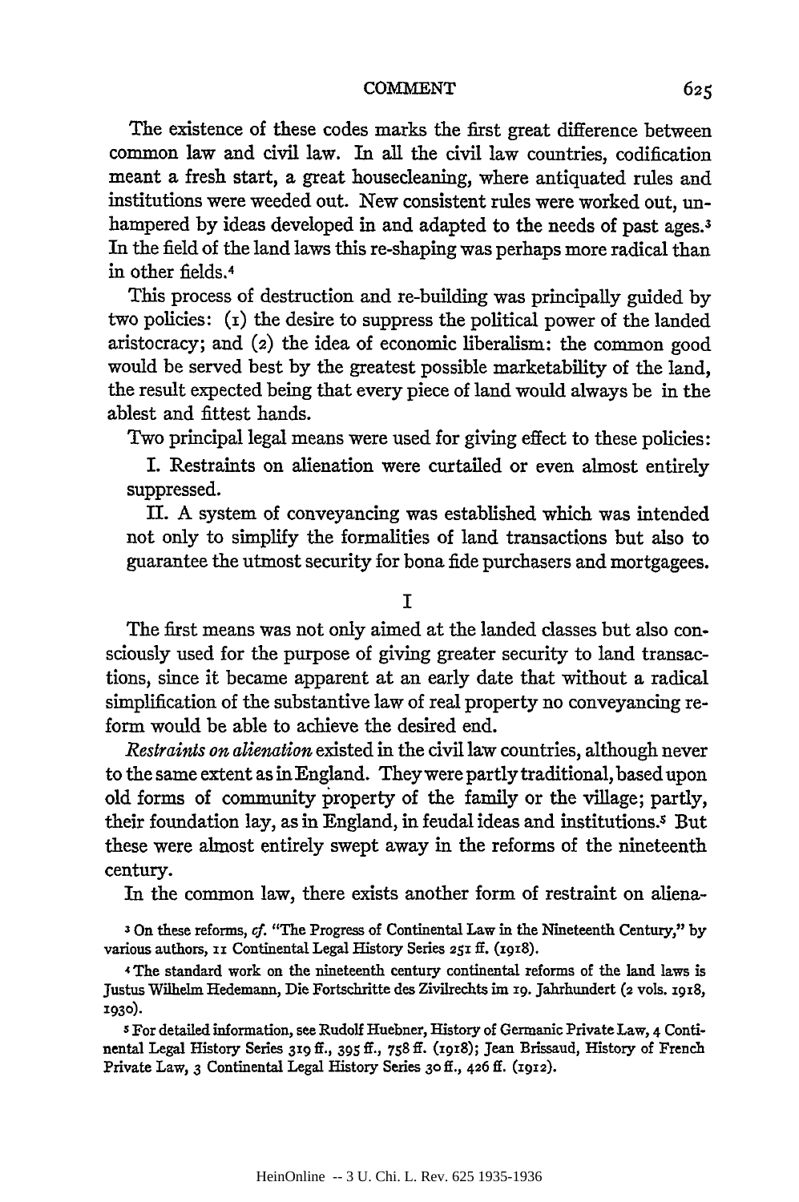The existence of these codes marks the first great difference between common law and civil law. In all the civil law countries, codification meant a fresh start, a great housecleaning, where antiquated rules and institutions were weeded out. New consistent rules were worked out, unhampered by ideas developed in and adapted to the needs of past ages.[3] In the field of the land laws this re-shaping was perhaps more radical than in other fields.[4]

This process of destruction and re-building was principally guided by two policies: (1) the desire to suppress the political power of the landed aristocracy; and (2) the idea of economic liberalism: the common good would be served best by the greatest possible marketability of the land, the result expected being that every piece of land would always be in the ablest and fittest hands.

Two principal legal means were used for giving effect to these policies:

I. Restraints on alienation were curtailed or even almost entirely suppressed.

II. A system of conveyancing was established which was intended not only to simplify the formalities of land transactions but also to guarantee the utmost security for bona fide purchasers and mortgagees.

## I

The first means was not only aimed at the landed classes but also consciously used for the purpose of giving greater security to land transactions, since it became apparent at an early date that without a radical simplification of the substantive law of real property no conveyancing reform would be able to achieve the desired end.

*Restraints on alienation* existed in the civil law countries, although never to the same extent as in England. They were partly traditional, based upon old forms of community property of the family or the village; partly, their foundation lay, as in England, in feudal ideas and institutions.[5] But these were almost entirely swept away in the reforms of the nineteenth century.

In the common law, there exists another form of restraint on aliena-

[3] On these reforms, *cf.* "The Progress of Continental Law in the Nineteenth Century," by various authors, 11 Continental Legal History Series 251 ff. (1918).

[4] The standard work on the nineteenth century continental reforms of the land laws is Justus Wilhelm Hedemann, Die Fortschritte des Zivilrechts im 19. Jahrhundert (2 vols. 1918, 1930).

[5] For detailed information, see Rudolf Huebner, History of Germanic Private Law, 4 Continental Legal History Series 319 ff., 395 ff., 758 ff. (1918); Jean Brissaud, History of French Private Law, 3 Continental Legal History Series 30 ff., 426 ff. (1912).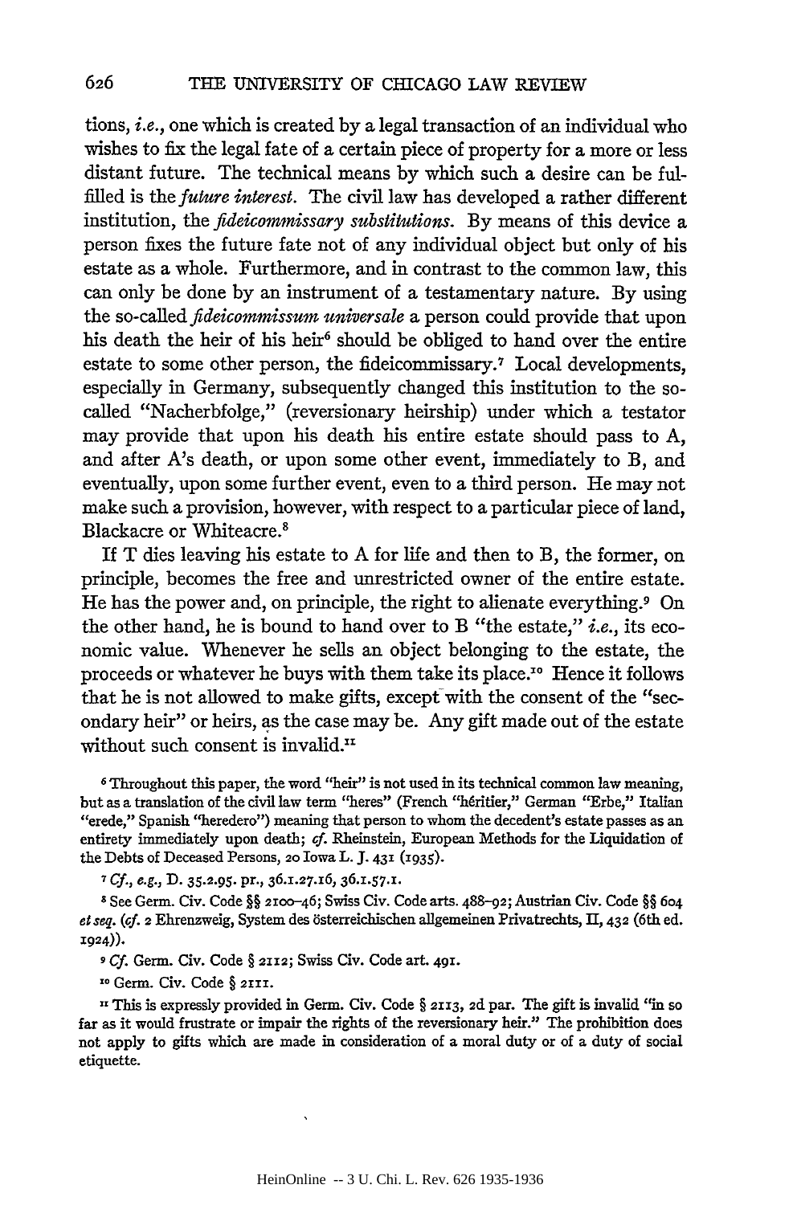tions, *i.e.*, one which is created by a legal transaction of an individual who wishes to fix the legal fate of a certain piece of property for a more or less distant future. The technical means by which such a desire can be fulfilled is the *future interest*. The civil law has developed a rather different institution, the *fideicommissary substitutions*. By means of this device a person fixes the future fate not of any individual object but only of his estate as a whole. Furthermore, and in contrast to the common law, this can only be done by an instrument of a testamentary nature. By using the so-called *fideicommissum universale* a person could provide that upon his death the heir of his heir[6] should be obliged to hand over the entire estate to some other person, the fideicommissary.[7] Local developments, especially in Germany, subsequently changed this institution to the so-called "Nacherbfolge," (reversionary heirship) under which a testator may provide that upon his death his entire estate should pass to A, and after A's death, or upon some other event, immediately to B, and eventually, upon some further event, even to a third person. He may not make such a provision, however, with respect to a particular piece of land, Blackacre or Whiteacre.[8]

If T dies leaving his estate to A for life and then to B, the former, on principle, becomes the free and unrestricted owner of the entire estate. He has the power and, on principle, the right to alienate everything.[9] On the other hand, he is bound to hand over to B "the estate," *i.e.*, its economic value. Whenever he sells an object belonging to the estate, the proceeds or whatever he buys with them take its place.[10] Hence it follows that he is not allowed to make gifts, except with the consent of the "secondary heir" or heirs, as the case may be. Any gift made out of the estate without such consent is invalid.[11]

[6] Throughout this paper, the word "heir" is not used in its technical common law meaning, but as a translation of the civil law term "heres" (French "héritier," German "Erbe," Italian "erede," Spanish "heredero") meaning that person to whom the decedent's estate passes as an entirety immediately upon death; *cf.* Rheinstein, European Methods for the Liquidation of the Debts of Deceased Persons, 20 Iowa L. J. 431 (1935).

[7] *Cf., e.g.*, D. 35.2.95. pr., 36.1.27.16, 36.1.57.1.

[8] See Germ. Civ. Code §§ 2100–46; Swiss Civ. Code arts. 488–92; Austrian Civ. Code §§ 604 *et seq.* (*cf.* 2 Ehrenzweig, System des österreichischen allgemeinen Privatrechts, II, 432 (6th ed. 1924)).

[9] *Cf.* Germ. Civ. Code § 2112; Swiss Civ. Code art. 491.

[10] Germ. Civ. Code § 2111.

[11] This is expressly provided in Germ. Civ. Code § 2113, 2d par. The gift is invalid "in so far as it would frustrate or impair the rights of the reversionary heir." The prohibition does not apply to gifts which are made in consideration of a moral duty or of a duty of social etiquette.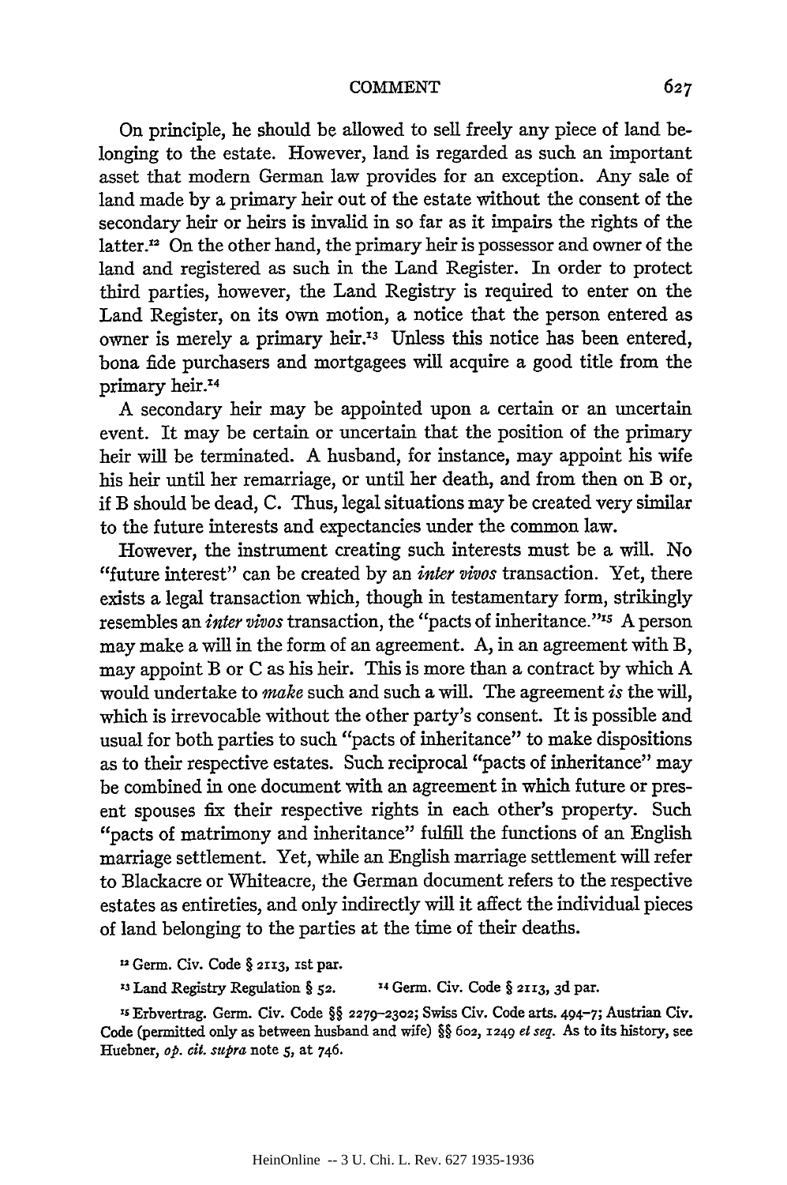On principle, he should be allowed to sell freely any piece of land belonging to the estate. However, land is regarded as such an important asset that modern German law provides for an exception. Any sale of land made by a primary heir out of the estate without the consent of the secondary heir or heirs is invalid in so far as it impairs the rights of the latter.[12] On the other hand, the primary heir is possessor and owner of the land and registered as such in the Land Register. In order to protect third parties, however, the Land Registry is required to enter on the Land Register, on its own motion, a notice that the person entered as owner is merely a primary heir.[13] Unless this notice has been entered, bona fide purchasers and mortgagees will acquire a good title from the primary heir.[14]

A secondary heir may be appointed upon a certain or an uncertain event. It may be certain or uncertain that the position of the primary heir will be terminated. A husband, for instance, may appoint his wife his heir until her remarriage, or until her death, and from then on B or, if B should be dead, C. Thus, legal situations may be created very similar to the future interests and expectancies under the common law.

However, the instrument creating such interests must be a will. No "future interest" can be created by an *inter vivos* transaction. Yet, there exists a legal transaction which, though in testamentary form, strikingly resembles an *inter vivos* transaction, the "pacts of inheritance."[15] A person may make a will in the form of an agreement. A, in an agreement with B, may appoint B or C as his heir. This is more than a contract by which A would undertake to *make* such and such a will. The agreement *is* the will, which is irrevocable without the other party's consent. It is possible and usual for both parties to such "pacts of inheritance" to make dispositions as to their respective estates. Such reciprocal "pacts of inheritance" may be combined in one document with an agreement in which future or present spouses fix their respective rights in each other's property. Such "pacts of matrimony and inheritance" fulfill the functions of an English marriage settlement. Yet, while an English marriage settlement will refer to Blackacre or Whiteacre, the German document refers to the respective estates as entireties, and only indirectly will it affect the individual pieces of land belonging to the parties at the time of their deaths.

[12] Germ. Civ. Code § 2113, 1st par.

[13] Land Registry Regulation § 52.

[14] Germ. Civ. Code § 2113, 3d par.

[15] Erbvertrag. Germ. Civ. Code §§ 2279–2302; Swiss Civ. Code arts. 494–7; Austrian Civ. Code (permitted only as between husband and wife) §§ 602, 1249 *et seq.* As to its history, see Huebner, *op. cit. supra* note 5, at 746.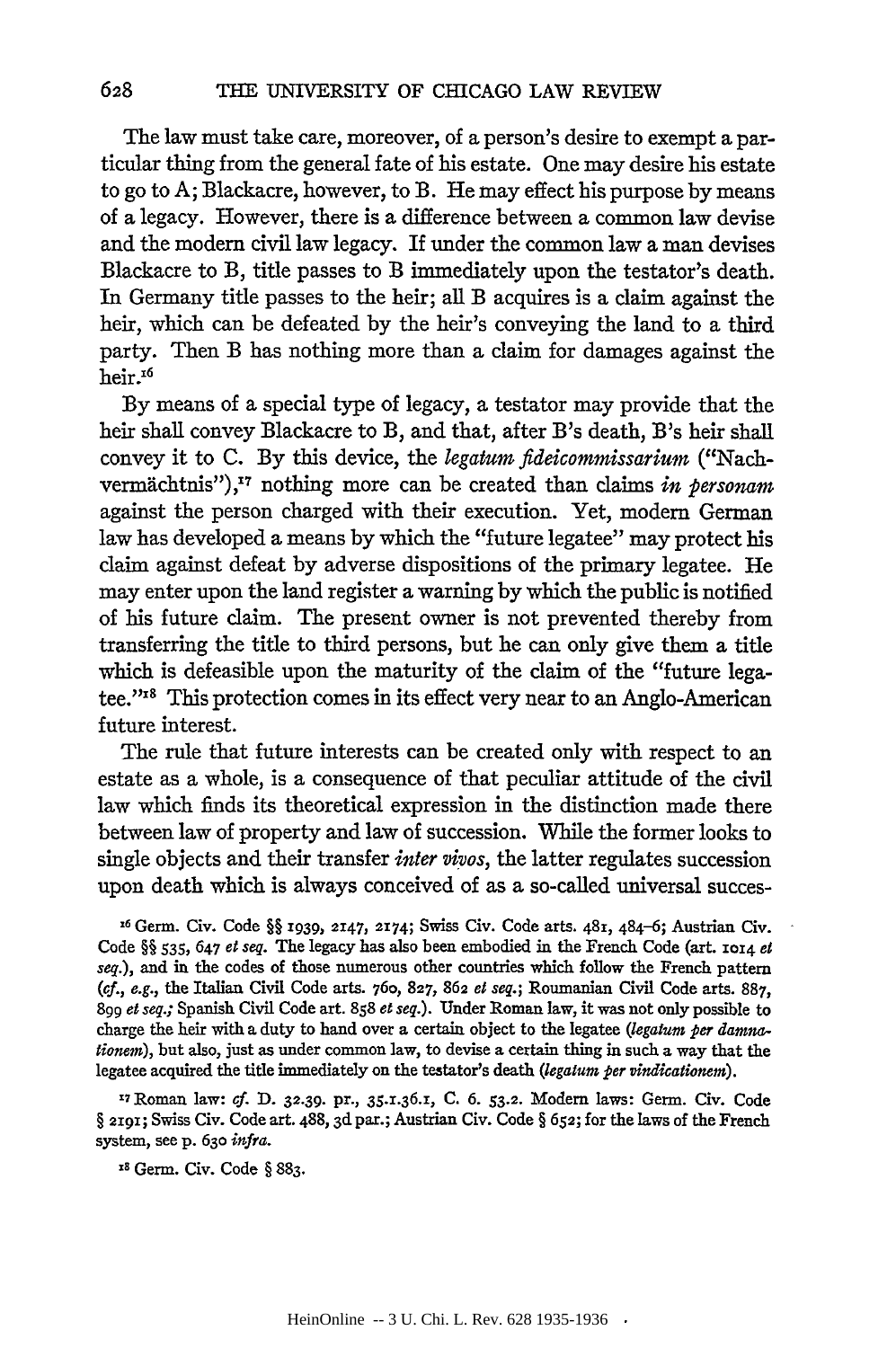The law must take care, moreover, of a person's desire to exempt a particular thing from the general fate of his estate. One may desire his estate to go to A; Blackacre, however, to B. He may effect his purpose by means of a legacy. However, there is a difference between a common law devise and the modern civil law legacy. If under the common law a man devises Blackacre to B, title passes to B immediately upon the testator's death. In Germany title passes to the heir; all B acquires is a claim against the heir, which can be defeated by the heir's conveying the land to a third party. Then B has nothing more than a claim for damages against the heir.[16]

By means of a special type of legacy, a testator may provide that the heir shall convey Blackacre to B, and that, after B's death, B's heir shall convey it to C. By this device, the *legatum fideicommissarium* ("Nachvermächtnis"),[17] nothing more can be created than claims *in personam* against the person charged with their execution. Yet, modern German law has developed a means by which the "future legatee" may protect his claim against defeat by adverse dispositions of the primary legatee. He may enter upon the land register a warning by which the public is notified of his future claim. The present owner is not prevented thereby from transferring the title to third persons, but he can only give them a title which is defeasible upon the maturity of the claim of the "future legatee."[18] This protection comes in its effect very near to an Anglo-American future interest.

The rule that future interests can be created only with respect to an estate as a whole, is a consequence of that peculiar attitude of the civil law which finds its theoretical expression in the distinction made there between law of property and law of succession. While the former looks to single objects and their transfer *inter vivos*, the latter regulates succession upon death which is always conceived of as a so-called universal succes-

[16] Germ. Civ. Code §§ 1939, 2147, 2174; Swiss Civ. Code arts. 481, 484–6; Austrian Civ. Code §§ 535, 647 *et seq.* The legacy has also been embodied in the French Code (art. 1014 *et seq.*), and in the codes of those numerous other countries which follow the French pattern (*cf.*, *e.g.*, the Italian Civil Code arts. 760, 827, 862 *et seq.*; Roumanian Civil Code arts. 887, 899 *et seq.*; Spanish Civil Code art. 858 *et seq.*). Under Roman law, it was not only possible to charge the heir with a duty to hand over a certain object to the legatee (*legatum per damnationem*), but also, just as under common law, to devise a certain thing in such a way that the legatee acquired the title immediately on the testator's death (*legatum per vindicationem*).

[17] Roman law: *cf.* D. 32.39. pr., 35.1.36.1, C. 6. 53.2. Modern laws: Germ. Civ. Code § 2191; Swiss Civ. Code art. 488, 3d par.; Austrian Civ. Code § 652; for the laws of the French system, see p. 630 *infra*.

[18] Germ. Civ. Code § 883.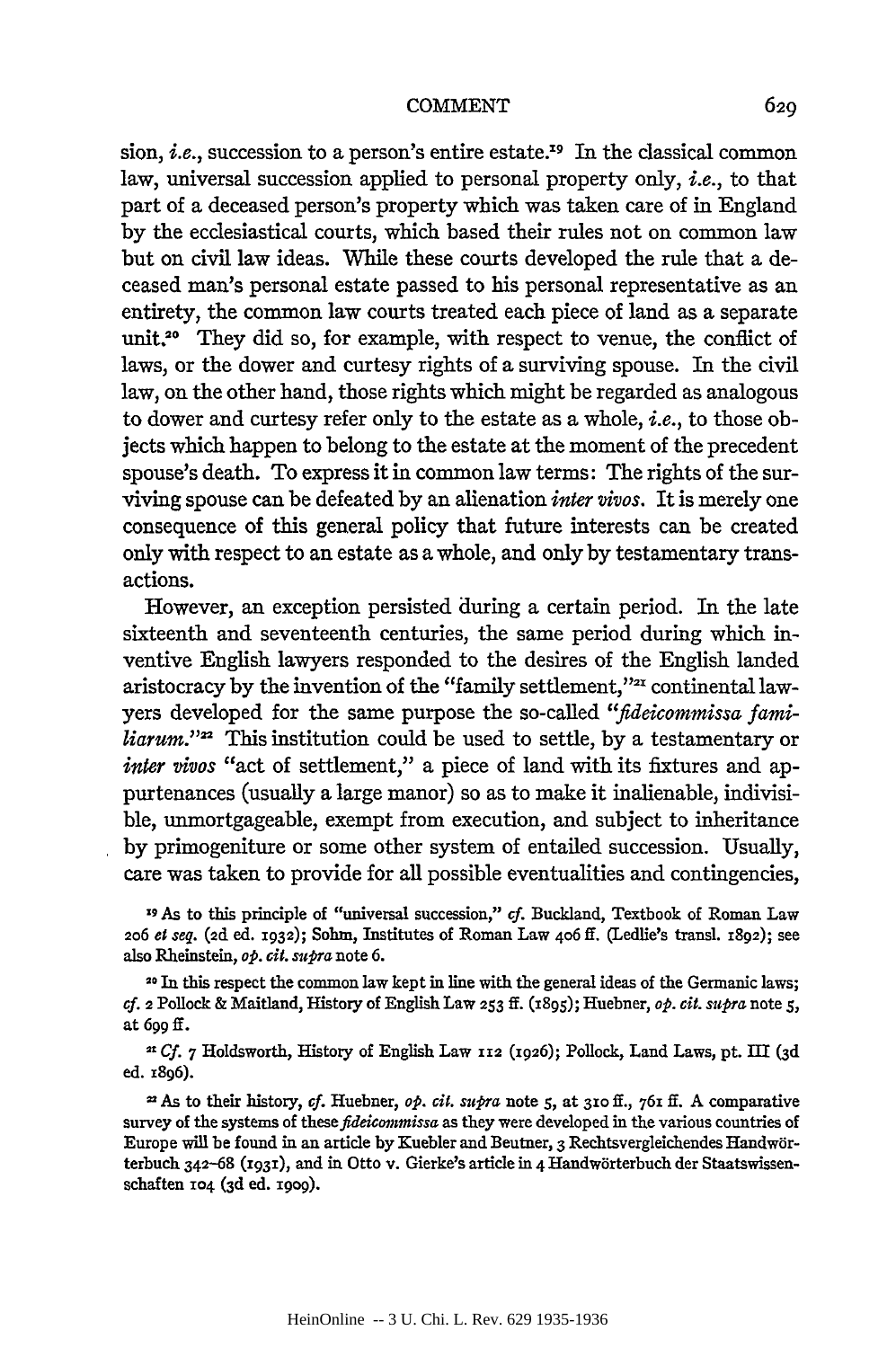sion, *i.e.*, succession to a person's entire estate.[19] In the classical common law, universal succession applied to personal property only, *i.e.*, to that part of a deceased person's property which was taken care of in England by the ecclesiastical courts, which based their rules not on common law but on civil law ideas. While these courts developed the rule that a deceased man's personal estate passed to his personal representative as an entirety, the common law courts treated each piece of land as a separate unit.[20] They did so, for example, with respect to venue, the conflict of laws, or the dower and curtesy rights of a surviving spouse. In the civil law, on the other hand, those rights which might be regarded as analogous to dower and curtesy refer only to the estate as a whole, *i.e.*, to those objects which happen to belong to the estate at the moment of the precedent spouse's death. To express it in common law terms: The rights of the surviving spouse can be defeated by an alienation *inter vivos*. It is merely one consequence of this general policy that future interests can be created only with respect to an estate as a whole, and only by testamentary transactions.

However, an exception persisted during a certain period. In the late sixteenth and seventeenth centuries, the same period during which inventive English lawyers responded to the desires of the English landed aristocracy by the invention of the "family settlement,"[21] continental lawyers developed for the same purpose the so-called "*fideicommissa familiarum*."[22] This institution could be used to settle, by a testamentary or *inter vivos* "act of settlement," a piece of land with its fixtures and appurtenances (usually a large manor) so as to make it inalienable, indivisible, unmortgageable, exempt from execution, and subject to inheritance by primogeniture or some other system of entailed succession. Usually, care was taken to provide for all possible eventualities and contingencies,

[19] As to this principle of "universal succession," *cf.* Buckland, Textbook of Roman Law 206 *et seq.* (2d ed. 1932); Sohm, Institutes of Roman Law 406 ff. (Ledlie's transl. 1892); see also Rheinstein, *op. cit. supra* note 6.

[20] In this respect the common law kept in line with the general ideas of the Germanic laws; *cf.* 2 Pollock & Maitland, History of English Law 253 ff. (1895); Huebner, *op. cit. supra* note 5, at 699 ff.

[21] *Cf.* 7 Holdsworth, History of English Law 112 (1926); Pollock, Land Laws, pt. III (3d ed. 1896).

[22] As to their history, *cf.* Huebner, *op. cit. supra* note 5, at 310 ff., 761 ff. A comparative survey of the systems of these *fideicommissa* as they were developed in the various countries of Europe will be found in an article by Kuebler and Beutner, 3 Rechtsvergleichendes Handwörterbuch 342–68 (1931), and in Otto v. Gierke's article in 4 Handwörterbuch der Staatswissenschaften 104 (3d ed. 1909).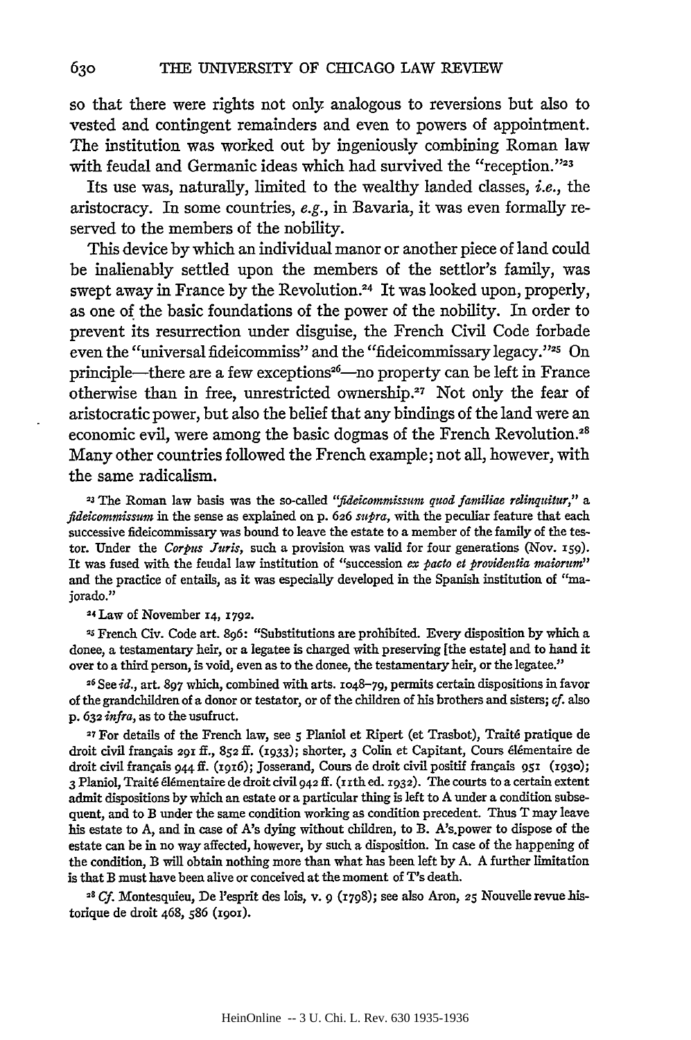so that there were rights not only analogous to reversions but also to vested and contingent remainders and even to powers of appointment. The institution was worked out by ingeniously combining Roman law with feudal and Germanic ideas which had survived the "reception."[23]

Its use was, naturally, limited to the wealthy landed classes, *i.e.*, the aristocracy. In some countries, *e.g.*, in Bavaria, it was even formally reserved to the members of the nobility.

This device by which an individual manor or another piece of land could be inalienably settled upon the members of the settlor's family, was swept away in France by the Revolution.[24] It was looked upon, properly, as one of the basic foundations of the power of the nobility. In order to prevent its resurrection under disguise, the French Civil Code forbade even the "universal fideicommiss" and the "fideicommissary legacy."[25] On principle—there are a few exceptions[26]—no property can be left in France otherwise than in free, unrestricted ownership.[27] Not only the fear of aristocratic power, but also the belief that any bindings of the land were an economic evil, were among the basic dogmas of the French Revolution.[28] Many other countries followed the French example; not all, however, with the same radicalism.

[23] The Roman law basis was the so-called *"fideicommissum quod familiae relinquitur,"* a *fideicommissum* in the sense as explained on p. 626 *supra*, with the peculiar feature that each successive fideicommissary was bound to leave the estate to a member of the family of the testor. Under the *Corpus Juris*, such a provision was valid for four generations (Nov. 159). It was fused with the feudal law institution of "succession *ex pacto et providentia maiorum*" and the practice of entails, as it was especially developed in the Spanish institution of "majorado."

[24] Law of November 14, 1792.

[25] French Civ. Code art. 896: "Substitutions are prohibited. Every disposition by which a donee, a testamentary heir, or a legatee is charged with preserving [the estate] and to hand it over to a third person, is void, even as to the donee, the testamentary heir, or the legatee."

[26] See *id.*, art. 897 which, combined with arts. 1048–79, permits certain dispositions in favor of the grandchildren of a donor or testator, or of the children of his brothers and sisters; *cf.* also p. 632 *infra*, as to the usufruct.

[27] For details of the French law, see 5 Planiol et Ripert (et Trasbot), Traité pratique de droit civil français 291 ff., 852 ff. (1933); shorter, 3 Colin et Capitant, Cours élémentaire de droit civil français 944 ff. (1916); Josserand, Cours de droit civil positif français 951 (1930); 3 Planiol, Traité élémentaire de droit civil 942 ff. (11th ed. 1932). The courts to a certain extent admit dispositions by which an estate or a particular thing is left to A under a condition subsequent, and to B under the same condition working as condition precedent. Thus T may leave his estate to A, and in case of A's dying without children, to B. A's power to dispose of the estate can be in no way affected, however, by such a disposition. In case of the happening of the condition, B will obtain nothing more than what has been left by A. A further limitation is that B must have been alive or conceived at the moment of T's death.

[28] *Cf.* Montesquieu, De l'esprit des lois, v. 9 (1798); see also Aron, 25 Nouvelle revue historique de droit 468, 586 (1901).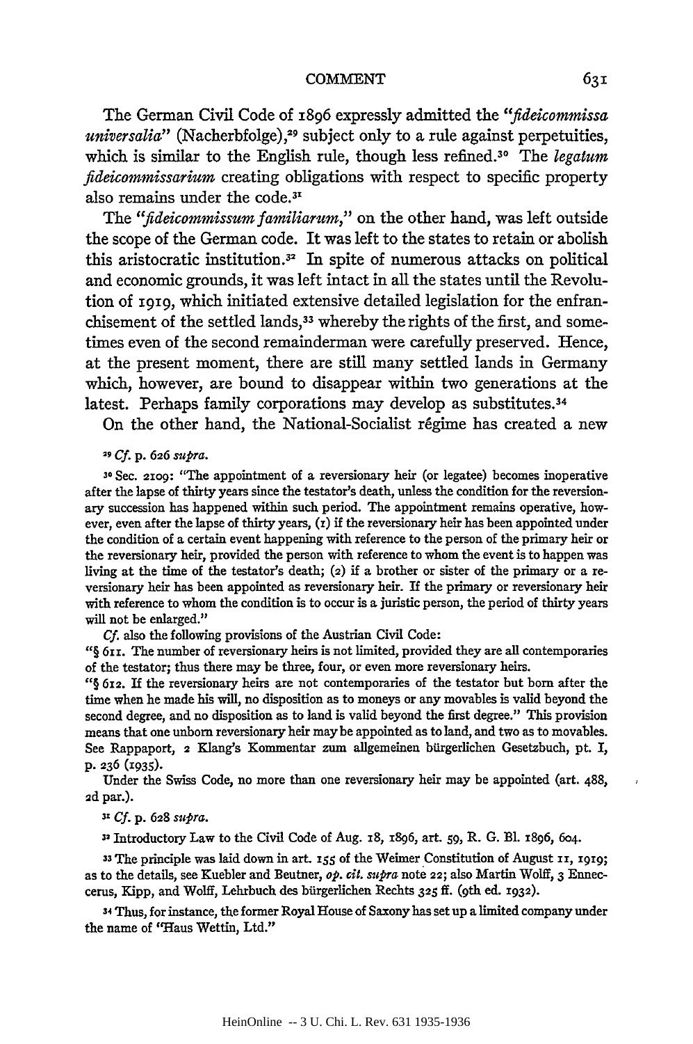The German Civil Code of 1896 expressly admitted the "*fideicommissa universalia*" (Nacherbfolge),[29] subject only to a rule against perpetuities, which is similar to the English rule, though less refined.[30] The *legatum fideicommissarium* creating obligations with respect to specific property also remains under the code.[31]

The "*fideicommissum familiarum*," on the other hand, was left outside the scope of the German code. It was left to the states to retain or abolish this aristocratic institution.[32] In spite of numerous attacks on political and economic grounds, it was left intact in all the states until the Revolution of 1919, which initiated extensive detailed legislation for the enfranchisement of the settled lands,[33] whereby the rights of the first, and sometimes even of the second remainderman were carefully preserved. Hence, at the present moment, there are still many settled lands in Germany which, however, are bound to disappear within two generations at the latest. Perhaps family corporations may develop as substitutes.[34]

On the other hand, the National-Socialist régime has created a new

---

[29] *Cf.* p. 626 *supra*.

[30] Sec. 2109: "The appointment of a reversionary heir (or legatee) becomes inoperative after the lapse of thirty years since the testator's death, unless the condition for the reversionary succession has happened within such period. The appointment remains operative, however, even after the lapse of thirty years, (1) if the reversionary heir has been appointed under the condition of a certain event happening with reference to the person of the primary heir or the reversionary heir, provided the person with reference to whom the event is to happen was living at the time of the testator's death; (2) if a brother or sister of the primary or a reversionary heir has been appointed as reversionary heir. If the primary or reversionary heir with reference to whom the condition is to occur is a juristic person, the period of thirty years will not be enlarged."

*Cf.* also the following provisions of the Austrian Civil Code:

"§ 611. The number of reversionary heirs is not limited, provided they are all contemporaries of the testator; thus there may be three, four, or even more reversionary heirs.

"§ 612. If the reversionary heirs are not contemporaries of the testator but born after the time when he made his will, no disposition as to moneys or any movables is valid beyond the second degree, and no disposition as to land is valid beyond the first degree." This provision means that one unborn reversionary heir may be appointed as to land, and two as to movables. See Rappaport, 2 Klang's Kommentar zum allgemeinen bürgerlichen Gesetzbuch, pt. I, p. 236 (1935).

Under the Swiss Code, no more than one reversionary heir may be appointed (art. 488, 2d par.).

[31] *Cf.* p. 628 *supra*.

[32] Introductory Law to the Civil Code of Aug. 18, 1896, art. 59, R. G. Bl. 1896, 604.

[33] The principle was laid down in art. 155 of the Weimer Constitution of August 11, 1919; as to the details, see Kuebler and Beutner, *op. cit. supra* note 22; also Martin Wolff, 3 Enneccerus, Kipp, and Wolff, Lehrbuch des bürgerlichen Rechts 325 ff. (9th ed. 1932).

[34] Thus, for instance, the former Royal House of Saxony has set up a limited company under the name of "Haus Wettin, Ltd."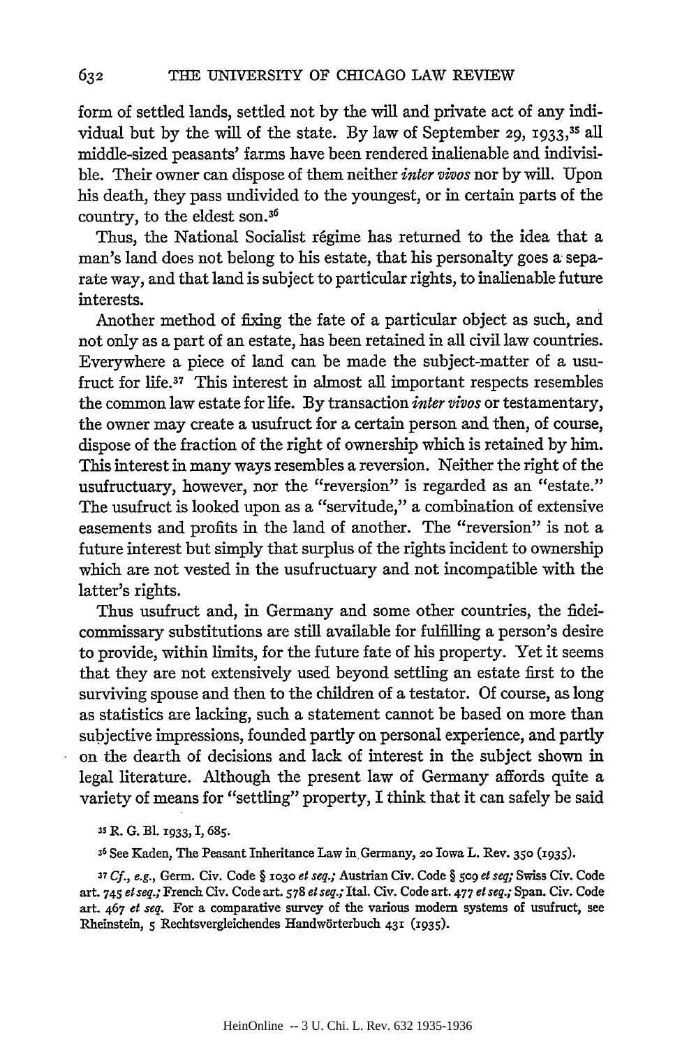form of settled lands, settled not by the will and private act of any individual but by the will of the state. By law of September 29, 1933,[35] all middle-sized peasants' farms have been rendered inalienable and indivisible. Their owner can dispose of them neither *inter vivos* nor by will. Upon his death, they pass undivided to the youngest, or in certain parts of the country, to the eldest son.[36]

Thus, the National Socialist régime has returned to the idea that a man's land does not belong to his estate, that his personalty goes a separate way, and that land is subject to particular rights, to inalienable future interests.

Another method of fixing the fate of a particular object as such, and not only as a part of an estate, has been retained in all civil law countries. Everywhere a piece of land can be made the subject-matter of a usufruct for life.[37] This interest in almost all important respects resembles the common law estate for life. By transaction *inter vivos* or testamentary, the owner may create a usufruct for a certain person and then, of course, dispose of the fraction of the right of ownership which is retained by him. This interest in many ways resembles a reversion. Neither the right of the usufructuary, however, nor the "reversion" is regarded as an "estate." The usufruct is looked upon as a "servitude," a combination of extensive easements and profits in the land of another. The "reversion" is not a future interest but simply that surplus of the rights incident to ownership which are not vested in the usufructuary and not incompatible with the latter's rights.

Thus usufruct and, in Germany and some other countries, the fideicommissary substitutions are still available for fulfilling a person's desire to provide, within limits, for the future fate of his property. Yet it seems that they are not extensively used beyond settling an estate first to the surviving spouse and then to the children of a testator. Of course, as long as statistics are lacking, such a statement cannot be based on more than subjective impressions, founded partly on personal experience, and partly on the dearth of decisions and lack of interest in the subject shown in legal literature. Although the present law of Germany affords quite a variety of means for "settling" property, I think that it can safely be said

[35] R. G. Bl. 1933, I, 685.

[36] See Kaden, The Peasant Inheritance Law in Germany, 20 Iowa L. Rev. 350 (1935).

[37] *Cf., e.g.*, Germ. Civ. Code § 1030 *et seq.;* Austrian Civ. Code § 509 *et seq;* Swiss Civ. Code art. 745 *et seq.;* French Civ. Code art. 578 *et seq.;* Ital. Civ. Code art. 477 *et seq.;* Span. Civ. Code art. 467 *et seq.* For a comparative survey of the various modern systems of usufruct, see Rheinstein, 5 Rechtsvergleichendes Handwörterbuch 431 (1935).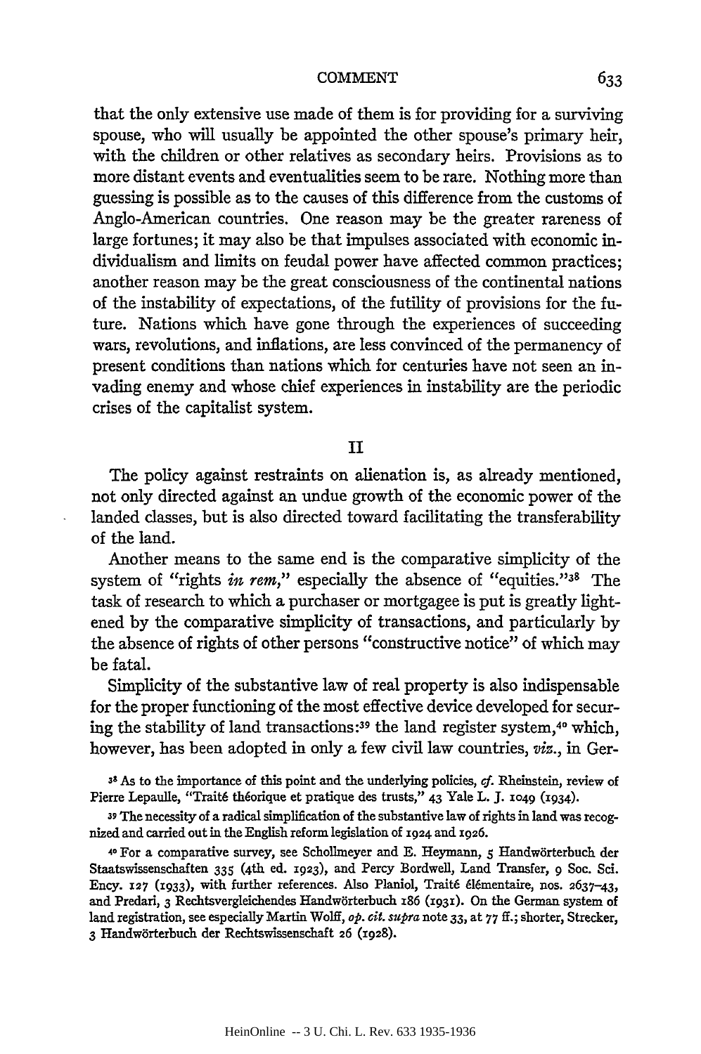that the only extensive use made of them is for providing for a surviving spouse, who will usually be appointed the other spouse's primary heir, with the children or other relatives as secondary heirs. Provisions as to more distant events and eventualities seem to be rare. Nothing more than guessing is possible as to the causes of this difference from the customs of Anglo-American countries. One reason may be the greater rareness of large fortunes; it may also be that impulses associated with economic individualism and limits on feudal power have affected common practices; another reason may be the great consciousness of the continental nations of the instability of expectations, of the futility of provisions for the future. Nations which have gone through the experiences of succeeding wars, revolutions, and inflations, are less convinced of the permanency of present conditions than nations which for centuries have not seen an invading enemy and whose chief experiences in instability are the periodic crises of the capitalist system.

## II

The policy against restraints on alienation is, as already mentioned, not only directed against an undue growth of the economic power of the landed classes, but is also directed toward facilitating the transferability of the land.

Another means to the same end is the comparative simplicity of the system of "rights *in rem*," especially the absence of "equities."[38] The task of research to which a purchaser or mortgagee is put is greatly lightened by the comparative simplicity of transactions, and particularly by the absence of rights of other persons "constructive notice" of which may be fatal.

Simplicity of the substantive law of real property is also indispensable for the proper functioning of the most effective device developed for securing the stability of land transactions:[39] the land register system,[40] which, however, has been adopted in only a few civil law countries, *viz.*, in Ger-

[38] As to the importance of this point and the underlying policies, *cf.* Rheinstein, review of Pierre Lepaulle, "Traité théorique et pratique des trusts," 43 Yale L. J. 1049 (1934).

[39] The necessity of a radical simplification of the substantive law of rights in land was recognized and carried out in the English reform legislation of 1924 and 1926.

[40] For a comparative survey, see Schollmeyer and E. Heymann, 5 Handwörterbuch der Staatswissenschaften 335 (4th ed. 1923), and Percy Bordwell, Land Transfer, 9 Soc. Sci. Ency. 127 (1933), with further references. Also Planiol, Traité élémentaire, nos. 2637–43, and Predari, 3 Rechtsvergleichendes Handwörterbuch 186 (1931). On the German system of land registration, see especially Martin Wolff, *op. cit. supra* note 33, at 77 ff.; shorter, Strecker, 3 Handwörterbuch der Rechtswissenschaft 26 (1928).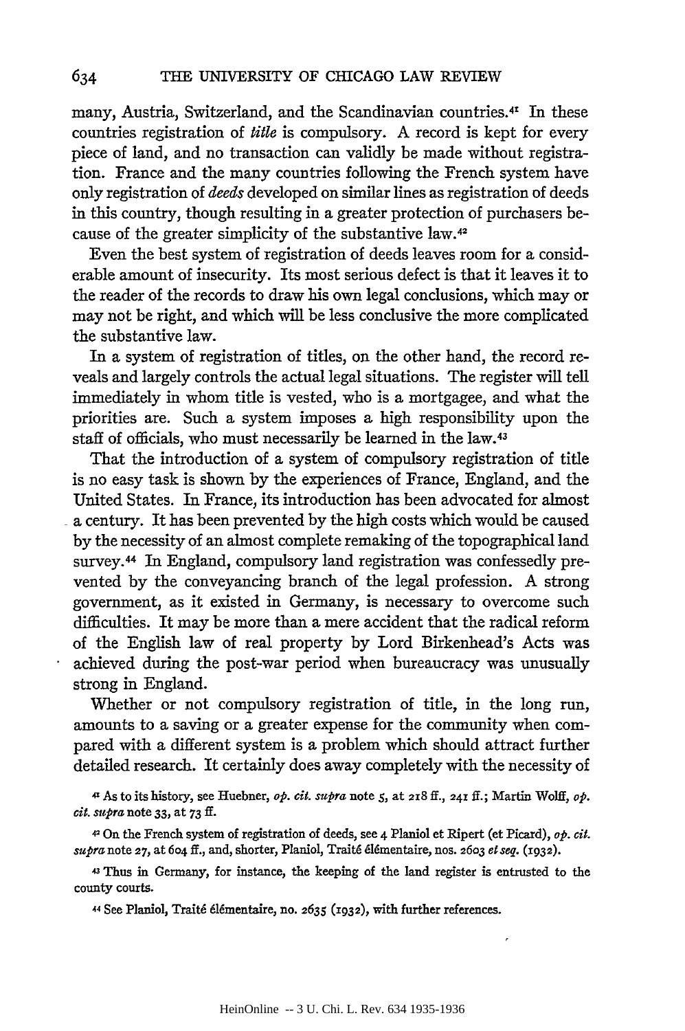many, Austria, Switzerland, and the Scandinavian countries.[41] In these countries registration of *title* is compulsory. A record is kept for every piece of land, and no transaction can validly be made without registration. France and the many countries following the French system have only registration of *deeds* developed on similar lines as registration of deeds in this country, though resulting in a greater protection of purchasers because of the greater simplicity of the substantive law.[42]

Even the best system of registration of deeds leaves room for a considerable amount of insecurity. Its most serious defect is that it leaves it to the reader of the records to draw his own legal conclusions, which may or may not be right, and which will be less conclusive the more complicated the substantive law.

In a system of registration of titles, on the other hand, the record reveals and largely controls the actual legal situations. The register will tell immediately in whom title is vested, who is a mortgagee, and what the priorities are. Such a system imposes a high responsibility upon the staff of officials, who must necessarily be learned in the law.[43]

That the introduction of a system of compulsory registration of title is no easy task is shown by the experiences of France, England, and the United States. In France, its introduction has been advocated for almost a century. It has been prevented by the high costs which would be caused by the necessity of an almost complete remaking of the topographical land survey.[44] In England, compulsory land registration was confessedly prevented by the conveyancing branch of the legal profession. A strong government, as it existed in Germany, is necessary to overcome such difficulties. It may be more than a mere accident that the radical reform of the English law of real property by Lord Birkenhead's Acts was achieved during the post-war period when bureaucracy was unusually strong in England.

Whether or not compulsory registration of title, in the long run, amounts to a saving or a greater expense for the community when compared with a different system is a problem which should attract further detailed research. It certainly does away completely with the necessity of

[41] As to its history, see Huebner, *op. cit. supra* note 5, at 218 ff., 241 ff.; Martin Wolff, *op. cit. supra* note 33, at 73 ff.

[42] On the French system of registration of deeds, see 4 Planiol et Ripert (et Picard), *op. cit. supra* note 27, at 604 ff., and, shorter, Planiol, Traité élémentaire, nos. 2603 *et seq.* (1932).

[43] Thus in Germany, for instance, the keeping of the land register is entrusted to the county courts.

[44] See Planiol, Traité élémentaire, no. 2635 (1932), with further references.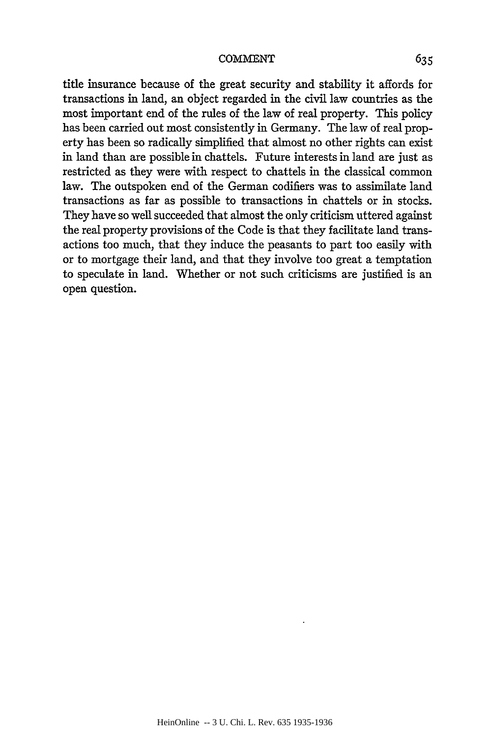title insurance because of the great security and stability it affords for transactions in land, an object regarded in the civil law countries as the most important end of the rules of the law of real property. This policy has been carried out most consistently in Germany. The law of real property has been so radically simplified that almost no other rights can exist in land than are possible in chattels. Future interests in land are just as restricted as they were with respect to chattels in the classical common law. The outspoken end of the German codifiers was to assimilate land transactions as far as possible to transactions in chattels or in stocks. They have so well succeeded that almost the only criticism uttered against the real property provisions of the Code is that they facilitate land transactions too much, that they induce the peasants to part too easily with or to mortgage their land, and that they involve too great a temptation to speculate in land. Whether or not such criticisms are justified is an open question.